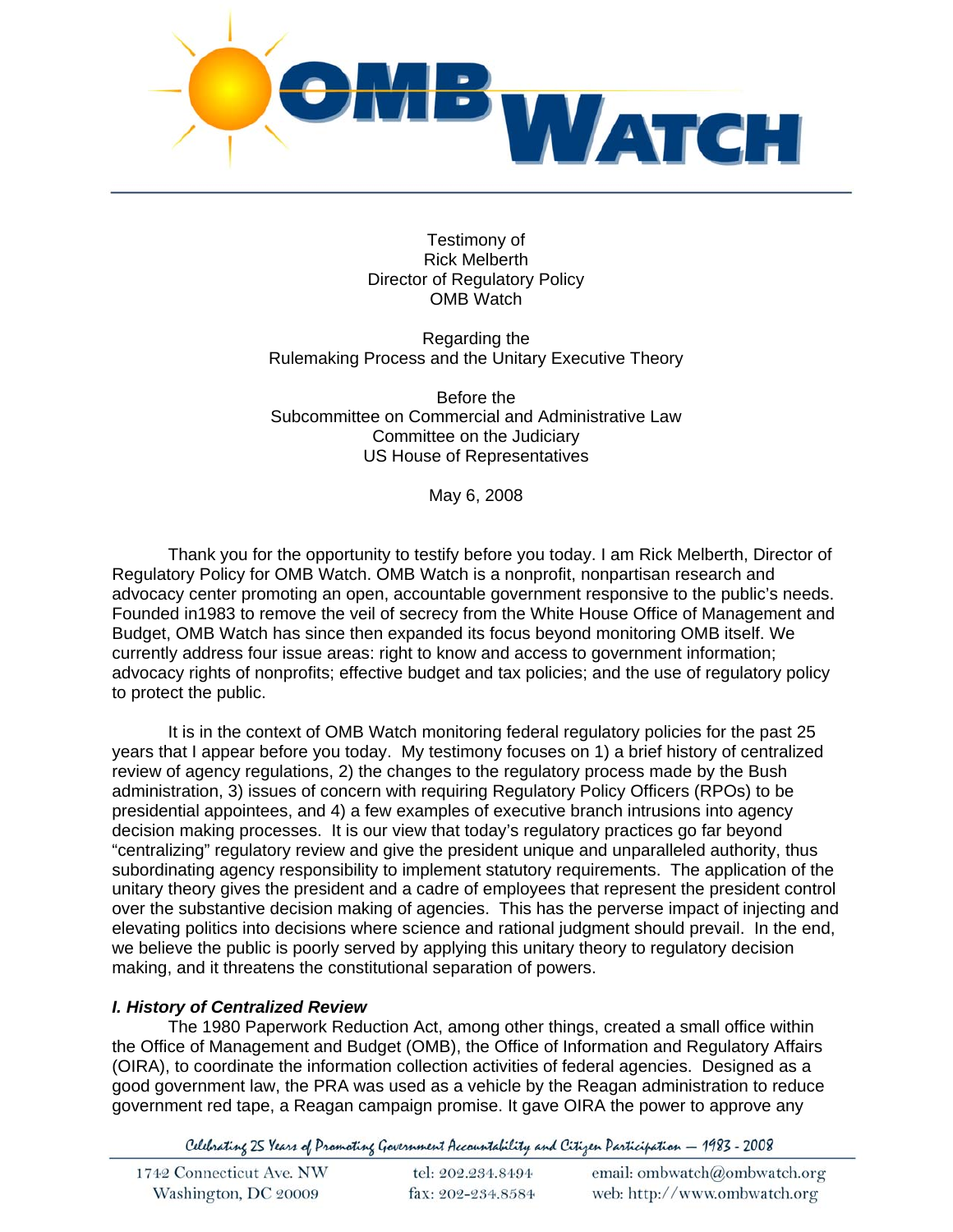Testimony of
Rick Melberth
Director of Regulatory Policy
OMB Watch

Regarding the
Rulemaking Process and the Unitary Executive Theory

Before the
Subcommittee on Commercial and Administrative Law
Committee on the Judiciary
US House of Representatives

May 6, 2008

Thank you for the opportunity to testify before you today. I am Rick Melberth, Director of Regulatory Policy for OMB Watch. OMB Watch is a nonprofit, nonpartisan research and advocacy center promoting an open, accountable government responsive to the public's needs. Founded in1983 to remove the veil of secrecy from the White House Office of Management and Budget, OMB Watch has since then expanded its focus beyond monitoring OMB itself. We currently address four issue areas: right to know and access to government information; advocacy rights of nonprofits; effective budget and tax policies; and the use of regulatory policy to protect the public.

It is in the context of OMB Watch monitoring federal regulatory policies for the past 25 years that I appear before you today. My testimony focuses on 1) a brief history of centralized review of agency regulations, 2) the changes to the regulatory process made by the Bush administration, 3) issues of concern with requiring Regulatory Policy Officers (RPOs) to be presidential appointees, and 4) a few examples of executive branch intrusions into agency decision making processes. It is our view that today's regulatory practices go far beyond "centralizing" regulatory review and give the president unique and unparalleled authority, thus subordinating agency responsibility to implement statutory requirements. The application of the unitary theory gives the president and a cadre of employees that represent the president control over the substantive decision making of agencies. This has the perverse impact of injecting and elevating politics into decisions where science and rational judgment should prevail. In the end, we believe the public is poorly served by applying this unitary theory to regulatory decision making, and it threatens the constitutional separation of powers.

### *I. History of Centralized Review*

The 1980 Paperwork Reduction Act, among other things, created a small office within the Office of Management and Budget (OMB), the Office of Information and Regulatory Affairs (OIRA), to coordinate the information collection activities of federal agencies. Designed as a good government law, the PRA was used as a vehicle by the Reagan administration to reduce government red tape, a Reagan campaign promise. It gave OIRA the power to approve any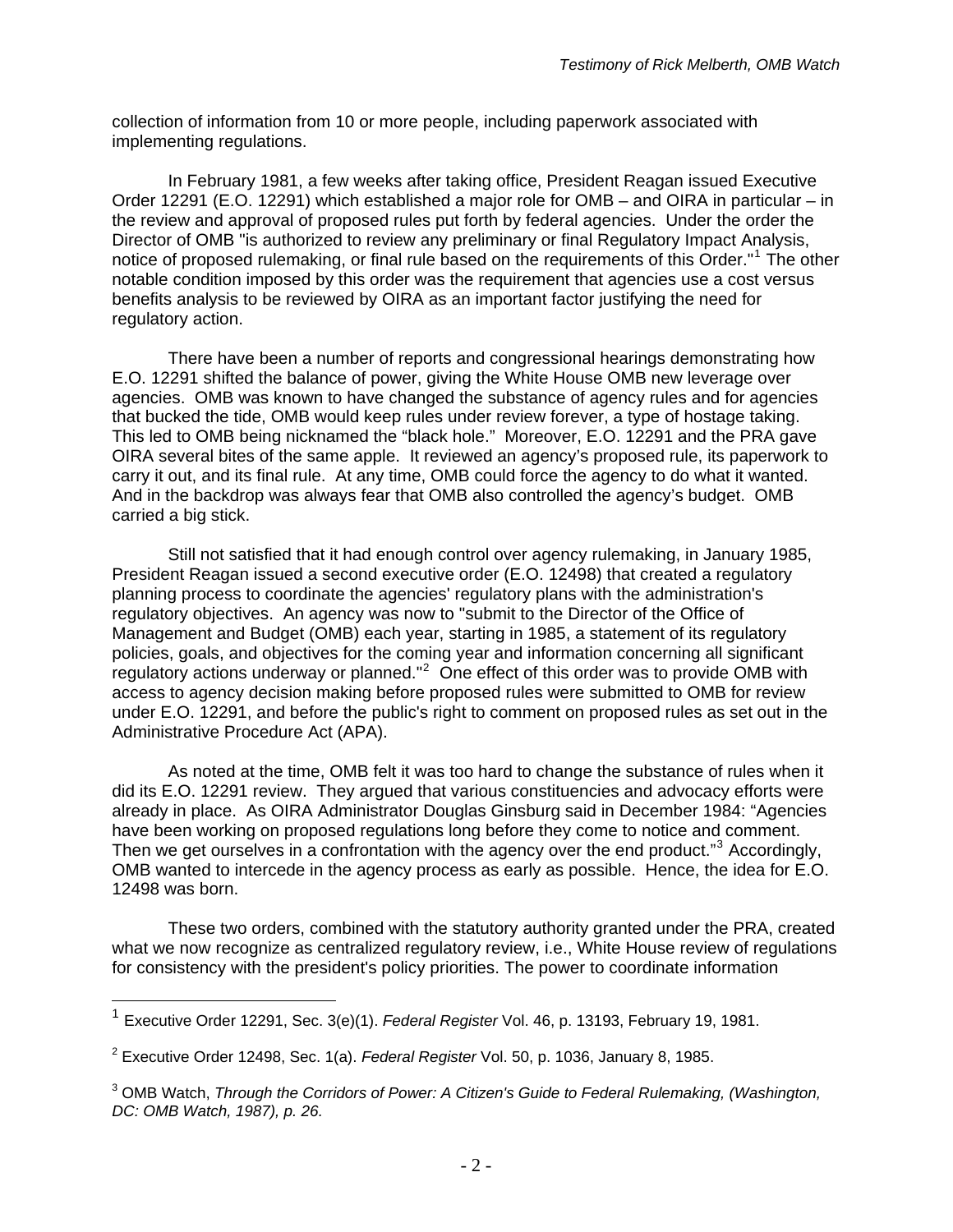collection of information from 10 or more people, including paperwork associated with implementing regulations.

In February 1981, a few weeks after taking office, President Reagan issued Executive Order 12291 (E.O. 12291) which established a major role for OMB – and OIRA in particular – in the review and approval of proposed rules put forth by federal agencies. Under the order the Director of OMB "is authorized to review any preliminary or final Regulatory Impact Analysis, notice of proposed rulemaking, or final rule based on the requirements of this Order."[1] The other notable condition imposed by this order was the requirement that agencies use a cost versus benefits analysis to be reviewed by OIRA as an important factor justifying the need for regulatory action.

There have been a number of reports and congressional hearings demonstrating how E.O. 12291 shifted the balance of power, giving the White House OMB new leverage over agencies. OMB was known to have changed the substance of agency rules and for agencies that bucked the tide, OMB would keep rules under review forever, a type of hostage taking. This led to OMB being nicknamed the "black hole." Moreover, E.O. 12291 and the PRA gave OIRA several bites of the same apple. It reviewed an agency's proposed rule, its paperwork to carry it out, and its final rule. At any time, OMB could force the agency to do what it wanted. And in the backdrop was always fear that OMB also controlled the agency's budget. OMB carried a big stick.

Still not satisfied that it had enough control over agency rulemaking, in January 1985, President Reagan issued a second executive order (E.O. 12498) that created a regulatory planning process to coordinate the agencies' regulatory plans with the administration's regulatory objectives. An agency was now to "submit to the Director of the Office of Management and Budget (OMB) each year, starting in 1985, a statement of its regulatory policies, goals, and objectives for the coming year and information concerning all significant regulatory actions underway or planned."[2] One effect of this order was to provide OMB with access to agency decision making before proposed rules were submitted to OMB for review under E.O. 12291, and before the public's right to comment on proposed rules as set out in the Administrative Procedure Act (APA).

As noted at the time, OMB felt it was too hard to change the substance of rules when it did its E.O. 12291 review. They argued that various constituencies and advocacy efforts were already in place. As OIRA Administrator Douglas Ginsburg said in December 1984: "Agencies have been working on proposed regulations long before they come to notice and comment. Then we get ourselves in a confrontation with the agency over the end product."[3] Accordingly, OMB wanted to intercede in the agency process as early as possible. Hence, the idea for E.O. 12498 was born.

These two orders, combined with the statutory authority granted under the PRA, created what we now recognize as centralized regulatory review, i.e., White House review of regulations for consistency with the president's policy priorities. The power to coordinate information

---

[1] Executive Order 12291, Sec. 3(e)(1). *Federal Register* Vol. 46, p. 13193, February 19, 1981.

[2] Executive Order 12498, Sec. 1(a). *Federal Register* Vol. 50, p. 1036, January 8, 1985.

[3] OMB Watch, *Through the Corridors of Power: A Citizen's Guide to Federal Rulemaking, (Washington, DC: OMB Watch, 1987), p. 26.*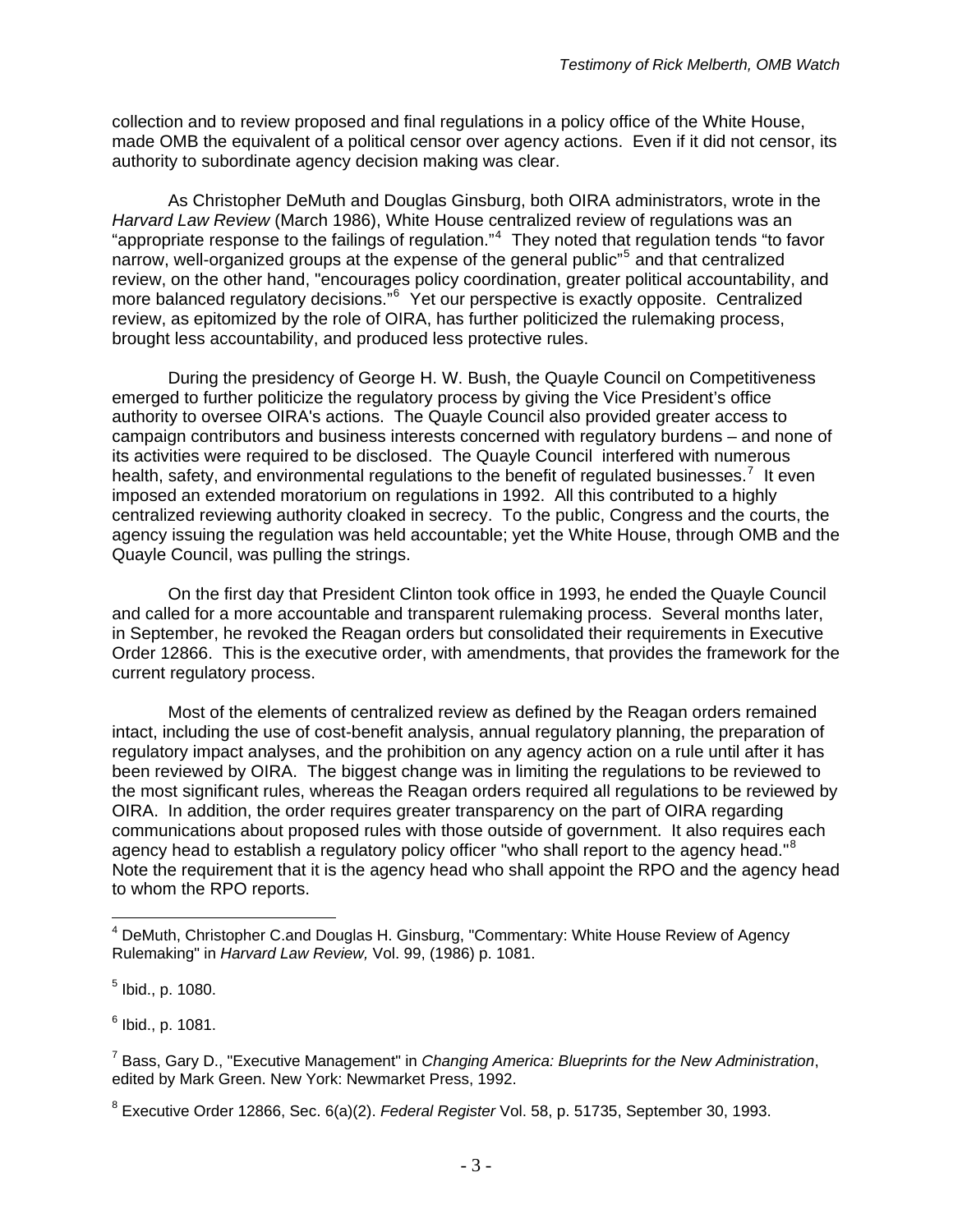collection and to review proposed and final regulations in a policy office of the White House, made OMB the equivalent of a political censor over agency actions. Even if it did not censor, its authority to subordinate agency decision making was clear.

As Christopher DeMuth and Douglas Ginsburg, both OIRA administrators, wrote in the *Harvard Law Review* (March 1986), White House centralized review of regulations was an "appropriate response to the failings of regulation."[4] They noted that regulation tends "to favor narrow, well-organized groups at the expense of the general public"[5] and that centralized review, on the other hand, "encourages policy coordination, greater political accountability, and more balanced regulatory decisions."[6] Yet our perspective is exactly opposite. Centralized review, as epitomized by the role of OIRA, has further politicized the rulemaking process, brought less accountability, and produced less protective rules.

During the presidency of George H. W. Bush, the Quayle Council on Competitiveness emerged to further politicize the regulatory process by giving the Vice President's office authority to oversee OIRA's actions. The Quayle Council also provided greater access to campaign contributors and business interests concerned with regulatory burdens – and none of its activities were required to be disclosed. The Quayle Council interfered with numerous health, safety, and environmental regulations to the benefit of regulated businesses.[7] It even imposed an extended moratorium on regulations in 1992. All this contributed to a highly centralized reviewing authority cloaked in secrecy. To the public, Congress and the courts, the agency issuing the regulation was held accountable; yet the White House, through OMB and the Quayle Council, was pulling the strings.

On the first day that President Clinton took office in 1993, he ended the Quayle Council and called for a more accountable and transparent rulemaking process. Several months later, in September, he revoked the Reagan orders but consolidated their requirements in Executive Order 12866. This is the executive order, with amendments, that provides the framework for the current regulatory process.

Most of the elements of centralized review as defined by the Reagan orders remained intact, including the use of cost-benefit analysis, annual regulatory planning, the preparation of regulatory impact analyses, and the prohibition on any agency action on a rule until after it has been reviewed by OIRA. The biggest change was in limiting the regulations to be reviewed to the most significant rules, whereas the Reagan orders required all regulations to be reviewed by OIRA. In addition, the order requires greater transparency on the part of OIRA regarding communications about proposed rules with those outside of government. It also requires each agency head to establish a regulatory policy officer "who shall report to the agency head."[8] Note the requirement that it is the agency head who shall appoint the RPO and the agency head to whom the RPO reports.

---

[4] DeMuth, Christopher C.and Douglas H. Ginsburg, "Commentary: White House Review of Agency Rulemaking" in *Harvard Law Review,* Vol. 99, (1986) p. 1081.

[5] Ibid., p. 1080.

[6] Ibid., p. 1081.

[7] Bass, Gary D., "Executive Management" in *Changing America: Blueprints for the New Administration*, edited by Mark Green. New York: Newmarket Press, 1992.

[8] Executive Order 12866, Sec. 6(a)(2). *Federal Register* Vol. 58, p. 51735, September 30, 1993.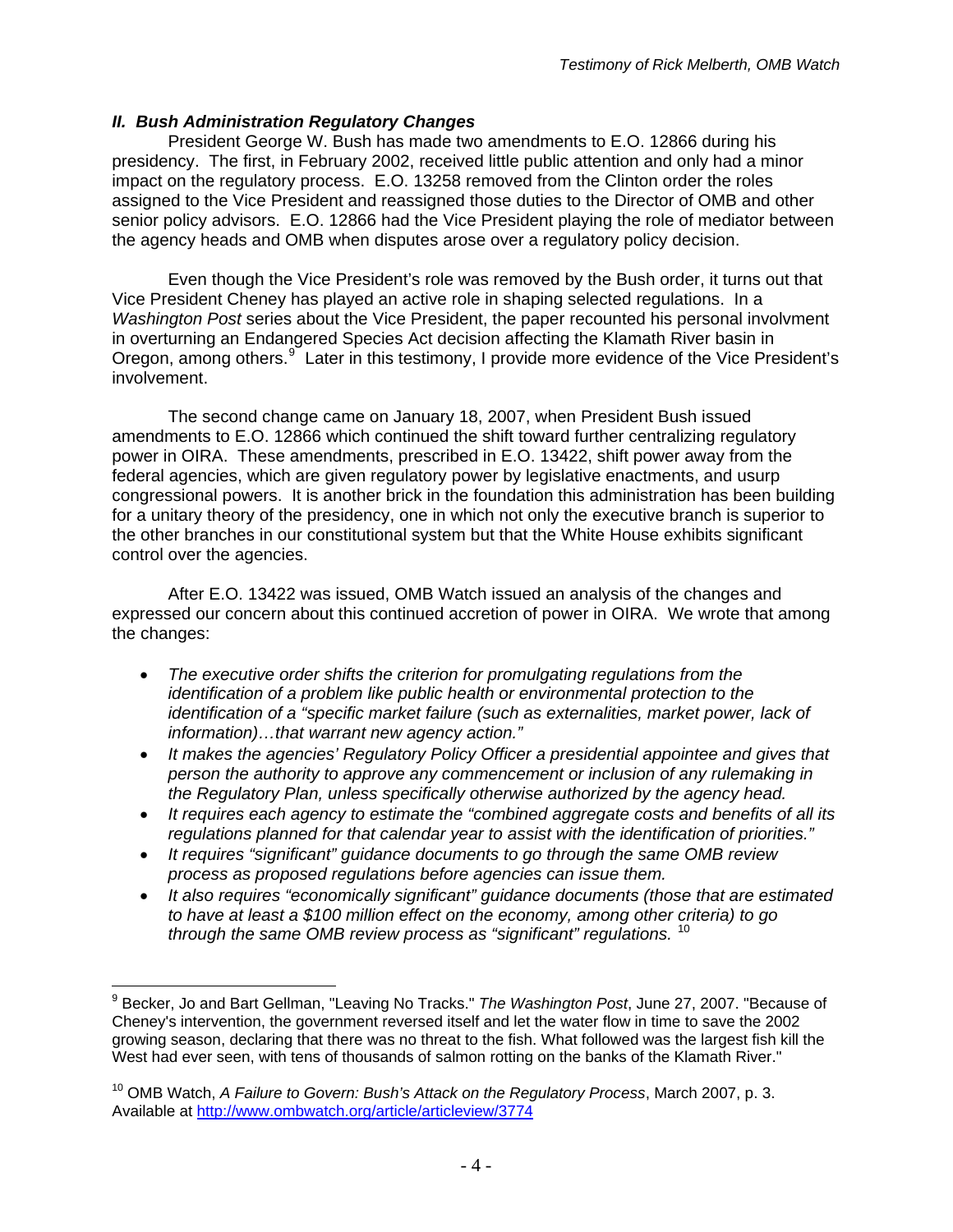### *II. Bush Administration Regulatory Changes*

President George W. Bush has made two amendments to E.O. 12866 during his presidency. The first, in February 2002, received little public attention and only had a minor impact on the regulatory process. E.O. 13258 removed from the Clinton order the roles assigned to the Vice President and reassigned those duties to the Director of OMB and other senior policy advisors. E.O. 12866 had the Vice President playing the role of mediator between the agency heads and OMB when disputes arose over a regulatory policy decision.

Even though the Vice President's role was removed by the Bush order, it turns out that Vice President Cheney has played an active role in shaping selected regulations. In a *Washington Post* series about the Vice President, the paper recounted his personal involvment in overturning an Endangered Species Act decision affecting the Klamath River basin in Oregon, among others.[9] Later in this testimony, I provide more evidence of the Vice President's involvement.

The second change came on January 18, 2007, when President Bush issued amendments to E.O. 12866 which continued the shift toward further centralizing regulatory power in OIRA. These amendments, prescribed in E.O. 13422, shift power away from the federal agencies, which are given regulatory power by legislative enactments, and usurp congressional powers. It is another brick in the foundation this administration has been building for a unitary theory of the presidency, one in which not only the executive branch is superior to the other branches in our constitutional system but that the White House exhibits significant control over the agencies.

After E.O. 13422 was issued, OMB Watch issued an analysis of the changes and expressed our concern about this continued accretion of power in OIRA. We wrote that among the changes:

- *The executive order shifts the criterion for promulgating regulations from the identification of a problem like public health or environmental protection to the identification of a "specific market failure (such as externalities, market power, lack of information)…that warrant new agency action."*
- *It makes the agencies' Regulatory Policy Officer a presidential appointee and gives that person the authority to approve any commencement or inclusion of any rulemaking in the Regulatory Plan, unless specifically otherwise authorized by the agency head.*
- *It requires each agency to estimate the "combined aggregate costs and benefits of all its regulations planned for that calendar year to assist with the identification of priorities."*
- *It requires "significant" guidance documents to go through the same OMB review process as proposed regulations before agencies can issue them.*
- *It also requires "economically significant" guidance documents (those that are estimated to have at least a \$100 million effect on the economy, among other criteria) to go through the same OMB review process as "significant" regulations.* [10]

---

[9] Becker, Jo and Bart Gellman, "Leaving No Tracks." *The Washington Post*, June 27, 2007. "Because of Cheney's intervention, the government reversed itself and let the water flow in time to save the 2002 growing season, declaring that there was no threat to the fish. What followed was the largest fish kill the West had ever seen, with tens of thousands of salmon rotting on the banks of the Klamath River."

[10] OMB Watch, *A Failure to Govern: Bush's Attack on the Regulatory Process*, March 2007, p. 3. Available at http://www.ombwatch.org/article/articleview/3774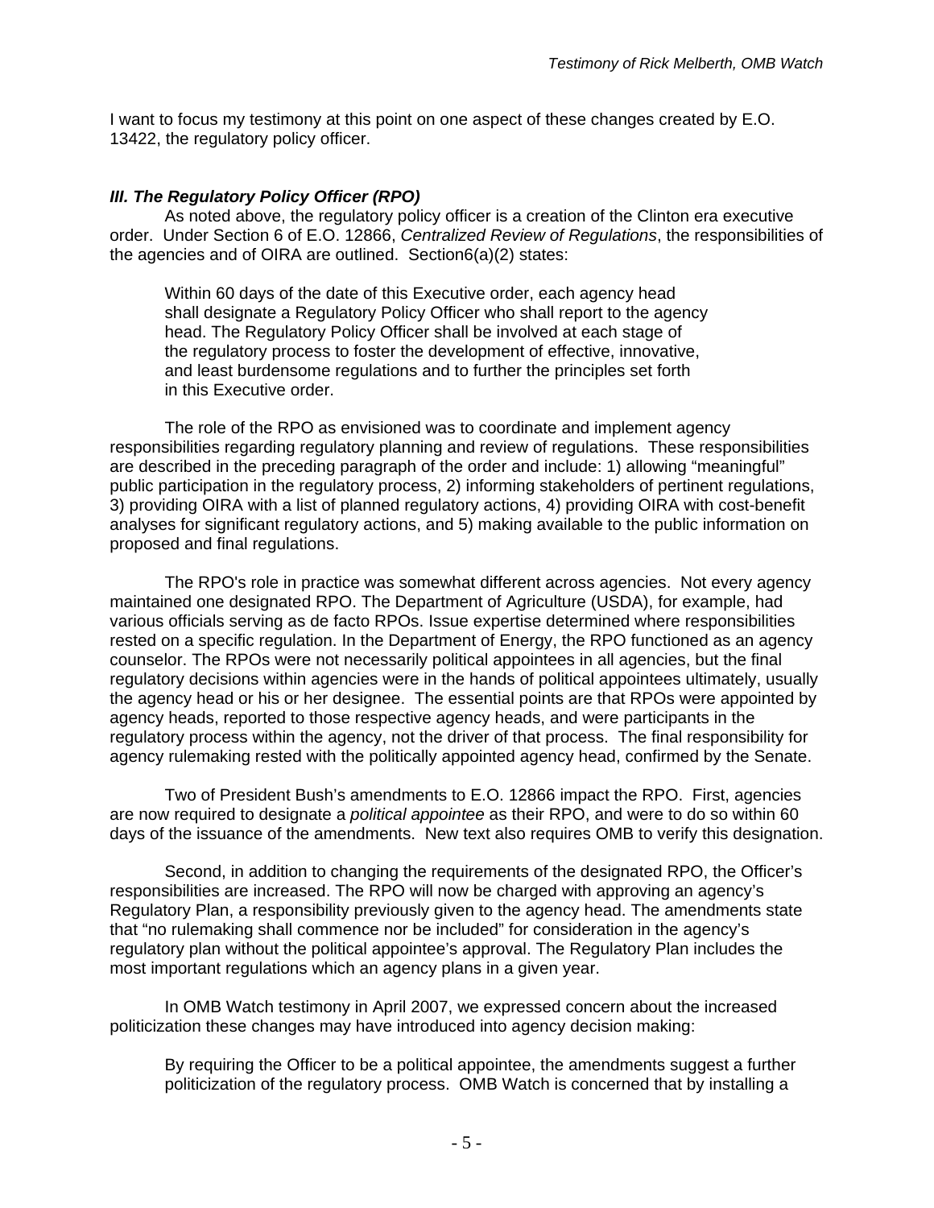I want to focus my testimony at this point on one aspect of these changes created by E.O. 13422, the regulatory policy officer.

### *III. The Regulatory Policy Officer (RPO)*

As noted above, the regulatory policy officer is a creation of the Clinton era executive order. Under Section 6 of E.O. 12866, *Centralized Review of Regulations*, the responsibilities of the agencies and of OIRA are outlined. Section6(a)(2) states:

> Within 60 days of the date of this Executive order, each agency head shall designate a Regulatory Policy Officer who shall report to the agency head. The Regulatory Policy Officer shall be involved at each stage of the regulatory process to foster the development of effective, innovative, and least burdensome regulations and to further the principles set forth in this Executive order.

The role of the RPO as envisioned was to coordinate and implement agency responsibilities regarding regulatory planning and review of regulations. These responsibilities are described in the preceding paragraph of the order and include: 1) allowing "meaningful" public participation in the regulatory process, 2) informing stakeholders of pertinent regulations, 3) providing OIRA with a list of planned regulatory actions, 4) providing OIRA with cost-benefit analyses for significant regulatory actions, and 5) making available to the public information on proposed and final regulations.

The RPO's role in practice was somewhat different across agencies. Not every agency maintained one designated RPO. The Department of Agriculture (USDA), for example, had various officials serving as de facto RPOs. Issue expertise determined where responsibilities rested on a specific regulation. In the Department of Energy, the RPO functioned as an agency counselor. The RPOs were not necessarily political appointees in all agencies, but the final regulatory decisions within agencies were in the hands of political appointees ultimately, usually the agency head or his or her designee. The essential points are that RPOs were appointed by agency heads, reported to those respective agency heads, and were participants in the regulatory process within the agency, not the driver of that process. The final responsibility for agency rulemaking rested with the politically appointed agency head, confirmed by the Senate.

Two of President Bush's amendments to E.O. 12866 impact the RPO. First, agencies are now required to designate a *political appointee* as their RPO, and were to do so within 60 days of the issuance of the amendments. New text also requires OMB to verify this designation.

Second, in addition to changing the requirements of the designated RPO, the Officer's responsibilities are increased. The RPO will now be charged with approving an agency's Regulatory Plan, a responsibility previously given to the agency head. The amendments state that "no rulemaking shall commence nor be included" for consideration in the agency's regulatory plan without the political appointee's approval. The Regulatory Plan includes the most important regulations which an agency plans in a given year.

In OMB Watch testimony in April 2007, we expressed concern about the increased politicization these changes may have introduced into agency decision making:

> By requiring the Officer to be a political appointee, the amendments suggest a further politicization of the regulatory process. OMB Watch is concerned that by installing a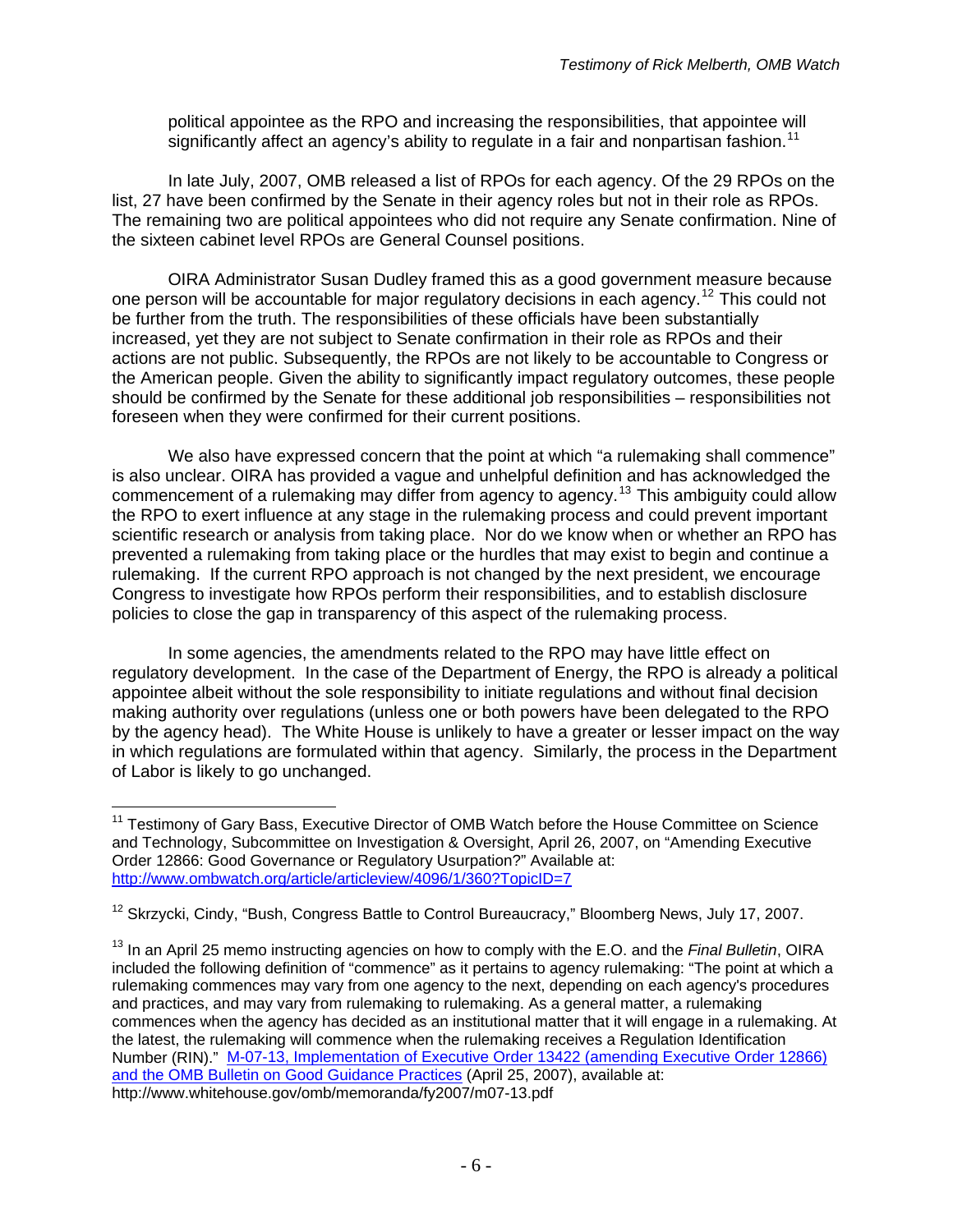political appointee as the RPO and increasing the responsibilities, that appointee will significantly affect an agency's ability to regulate in a fair and nonpartisan fashion.[11]

In late July, 2007, OMB released a list of RPOs for each agency. Of the 29 RPOs on the list, 27 have been confirmed by the Senate in their agency roles but not in their role as RPOs. The remaining two are political appointees who did not require any Senate confirmation. Nine of the sixteen cabinet level RPOs are General Counsel positions.

OIRA Administrator Susan Dudley framed this as a good government measure because one person will be accountable for major regulatory decisions in each agency.[12] This could not be further from the truth. The responsibilities of these officials have been substantially increased, yet they are not subject to Senate confirmation in their role as RPOs and their actions are not public. Subsequently, the RPOs are not likely to be accountable to Congress or the American people. Given the ability to significantly impact regulatory outcomes, these people should be confirmed by the Senate for these additional job responsibilities – responsibilities not foreseen when they were confirmed for their current positions.

We also have expressed concern that the point at which "a rulemaking shall commence" is also unclear. OIRA has provided a vague and unhelpful definition and has acknowledged the commencement of a rulemaking may differ from agency to agency.[13] This ambiguity could allow the RPO to exert influence at any stage in the rulemaking process and could prevent important scientific research or analysis from taking place. Nor do we know when or whether an RPO has prevented a rulemaking from taking place or the hurdles that may exist to begin and continue a rulemaking. If the current RPO approach is not changed by the next president, we encourage Congress to investigate how RPOs perform their responsibilities, and to establish disclosure policies to close the gap in transparency of this aspect of the rulemaking process.

In some agencies, the amendments related to the RPO may have little effect on regulatory development. In the case of the Department of Energy, the RPO is already a political appointee albeit without the sole responsibility to initiate regulations and without final decision making authority over regulations (unless one or both powers have been delegated to the RPO by the agency head). The White House is unlikely to have a greater or lesser impact on the way in which regulations are formulated within that agency. Similarly, the process in the Department of Labor is likely to go unchanged.

---

[11] Testimony of Gary Bass, Executive Director of OMB Watch before the House Committee on Science and Technology, Subcommittee on Investigation & Oversight, April 26, 2007, on "Amending Executive Order 12866: Good Governance or Regulatory Usurpation?" Available at: http://www.ombwatch.org/article/articleview/4096/1/360?TopicID=7

[12] Skrzycki, Cindy, "Bush, Congress Battle to Control Bureaucracy," Bloomberg News, July 17, 2007.

[13] In an April 25 memo instructing agencies on how to comply with the E.O. and the *Final Bulletin*, OIRA included the following definition of "commence" as it pertains to agency rulemaking: "The point at which a rulemaking commences may vary from one agency to the next, depending on each agency's procedures and practices, and may vary from rulemaking to rulemaking. As a general matter, a rulemaking commences when the agency has decided as an institutional matter that it will engage in a rulemaking. At the latest, the rulemaking will commence when the rulemaking receives a Regulation Identification Number (RIN)." M-07-13, Implementation of Executive Order 13422 (amending Executive Order 12866) and the OMB Bulletin on Good Guidance Practices (April 25, 2007), available at: http://www.whitehouse.gov/omb/memoranda/fy2007/m07-13.pdf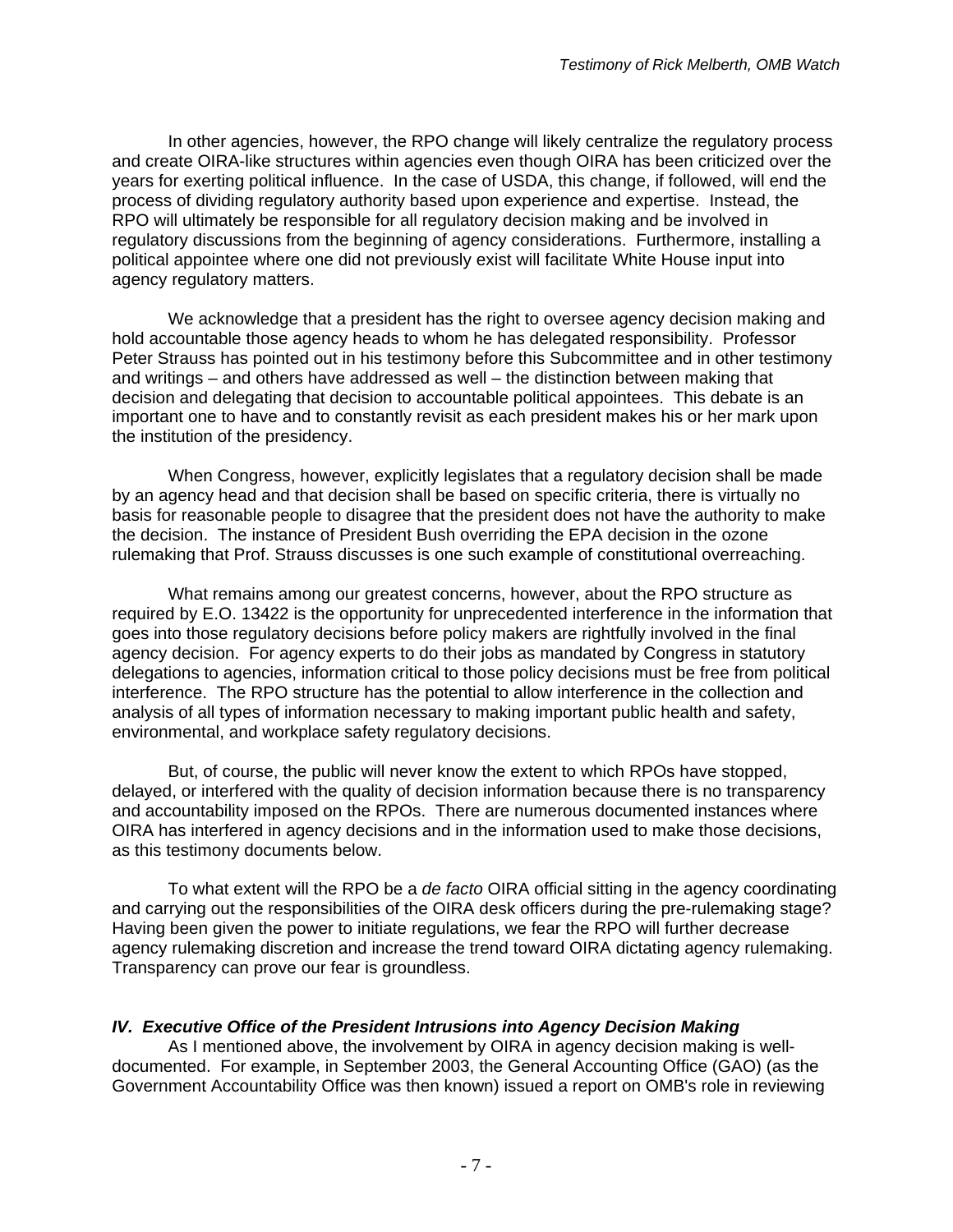In other agencies, however, the RPO change will likely centralize the regulatory process and create OIRA-like structures within agencies even though OIRA has been criticized over the years for exerting political influence. In the case of USDA, this change, if followed, will end the process of dividing regulatory authority based upon experience and expertise. Instead, the RPO will ultimately be responsible for all regulatory decision making and be involved in regulatory discussions from the beginning of agency considerations. Furthermore, installing a political appointee where one did not previously exist will facilitate White House input into agency regulatory matters.

We acknowledge that a president has the right to oversee agency decision making and hold accountable those agency heads to whom he has delegated responsibility. Professor Peter Strauss has pointed out in his testimony before this Subcommittee and in other testimony and writings – and others have addressed as well – the distinction between making that decision and delegating that decision to accountable political appointees. This debate is an important one to have and to constantly revisit as each president makes his or her mark upon the institution of the presidency.

When Congress, however, explicitly legislates that a regulatory decision shall be made by an agency head and that decision shall be based on specific criteria, there is virtually no basis for reasonable people to disagree that the president does not have the authority to make the decision. The instance of President Bush overriding the EPA decision in the ozone rulemaking that Prof. Strauss discusses is one such example of constitutional overreaching.

What remains among our greatest concerns, however, about the RPO structure as required by E.O. 13422 is the opportunity for unprecedented interference in the information that goes into those regulatory decisions before policy makers are rightfully involved in the final agency decision. For agency experts to do their jobs as mandated by Congress in statutory delegations to agencies, information critical to those policy decisions must be free from political interference. The RPO structure has the potential to allow interference in the collection and analysis of all types of information necessary to making important public health and safety, environmental, and workplace safety regulatory decisions.

But, of course, the public will never know the extent to which RPOs have stopped, delayed, or interfered with the quality of decision information because there is no transparency and accountability imposed on the RPOs. There are numerous documented instances where OIRA has interfered in agency decisions and in the information used to make those decisions, as this testimony documents below.

To what extent will the RPO be a *de facto* OIRA official sitting in the agency coordinating and carrying out the responsibilities of the OIRA desk officers during the pre-rulemaking stage? Having been given the power to initiate regulations, we fear the RPO will further decrease agency rulemaking discretion and increase the trend toward OIRA dictating agency rulemaking. Transparency can prove our fear is groundless.

### *IV. Executive Office of the President Intrusions into Agency Decision Making*

As I mentioned above, the involvement by OIRA in agency decision making is well-documented. For example, in September 2003, the General Accounting Office (GAO) (as the Government Accountability Office was then known) issued a report on OMB's role in reviewing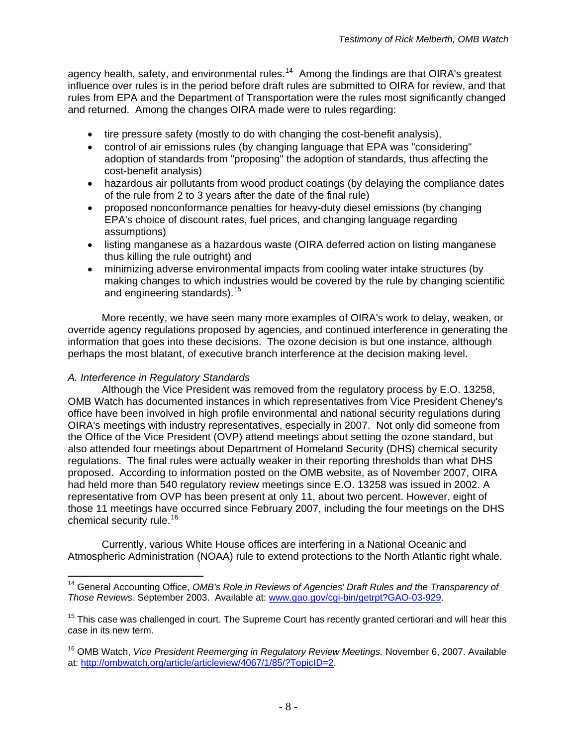agency health, safety, and environmental rules.[14] Among the findings are that OIRA's greatest influence over rules is in the period before draft rules are submitted to OIRA for review, and that rules from EPA and the Department of Transportation were the rules most significantly changed and returned. Among the changes OIRA made were to rules regarding:

- tire pressure safety (mostly to do with changing the cost-benefit analysis),
- control of air emissions rules (by changing language that EPA was "considering" adoption of standards from "proposing" the adoption of standards, thus affecting the cost-benefit analysis)
- hazardous air pollutants from wood product coatings (by delaying the compliance dates of the rule from 2 to 3 years after the date of the final rule)
- proposed nonconformance penalties for heavy-duty diesel emissions (by changing EPA's choice of discount rates, fuel prices, and changing language regarding assumptions)
- listing manganese as a hazardous waste (OIRA deferred action on listing manganese thus killing the rule outright) and
- minimizing adverse environmental impacts from cooling water intake structures (by making changes to which industries would be covered by the rule by changing scientific and engineering standards).[15]

More recently, we have seen many more examples of OIRA's work to delay, weaken, or override agency regulations proposed by agencies, and continued interference in generating the information that goes into these decisions. The ozone decision is but one instance, although perhaps the most blatant, of executive branch interference at the decision making level.

*A. Interference in Regulatory Standards*

Although the Vice President was removed from the regulatory process by E.O. 13258, OMB Watch has documented instances in which representatives from Vice President Cheney's office have been involved in high profile environmental and national security regulations during OIRA's meetings with industry representatives, especially in 2007. Not only did someone from the Office of the Vice President (OVP) attend meetings about setting the ozone standard, but also attended four meetings about Department of Homeland Security (DHS) chemical security regulations. The final rules were actually weaker in their reporting thresholds than what DHS proposed. According to information posted on the OMB website, as of November 2007, OIRA had held more than 540 regulatory review meetings since E.O. 13258 was issued in 2002. A representative from OVP has been present at only 11, about two percent. However, eight of those 11 meetings have occurred since February 2007, including the four meetings on the DHS chemical security rule.[16]

Currently, various White House offices are interfering in a National Oceanic and Atmospheric Administration (NOAA) rule to extend protections to the North Atlantic right whale.

---

[14] General Accounting Office, *OMB's Role in Reviews of Agencies' Draft Rules and the Transparency of Those Reviews.* September 2003. Available at: www.gao.gov/cgi-bin/getrpt?GAO-03-929.

[15] This case was challenged in court. The Supreme Court has recently granted certiorari and will hear this case in its new term.

[16] OMB Watch, *Vice President Reemerging in Regulatory Review Meetings.* November 6, 2007. Available at: http://ombwatch.org/article/articleview/4067/1/85/?TopicID=2.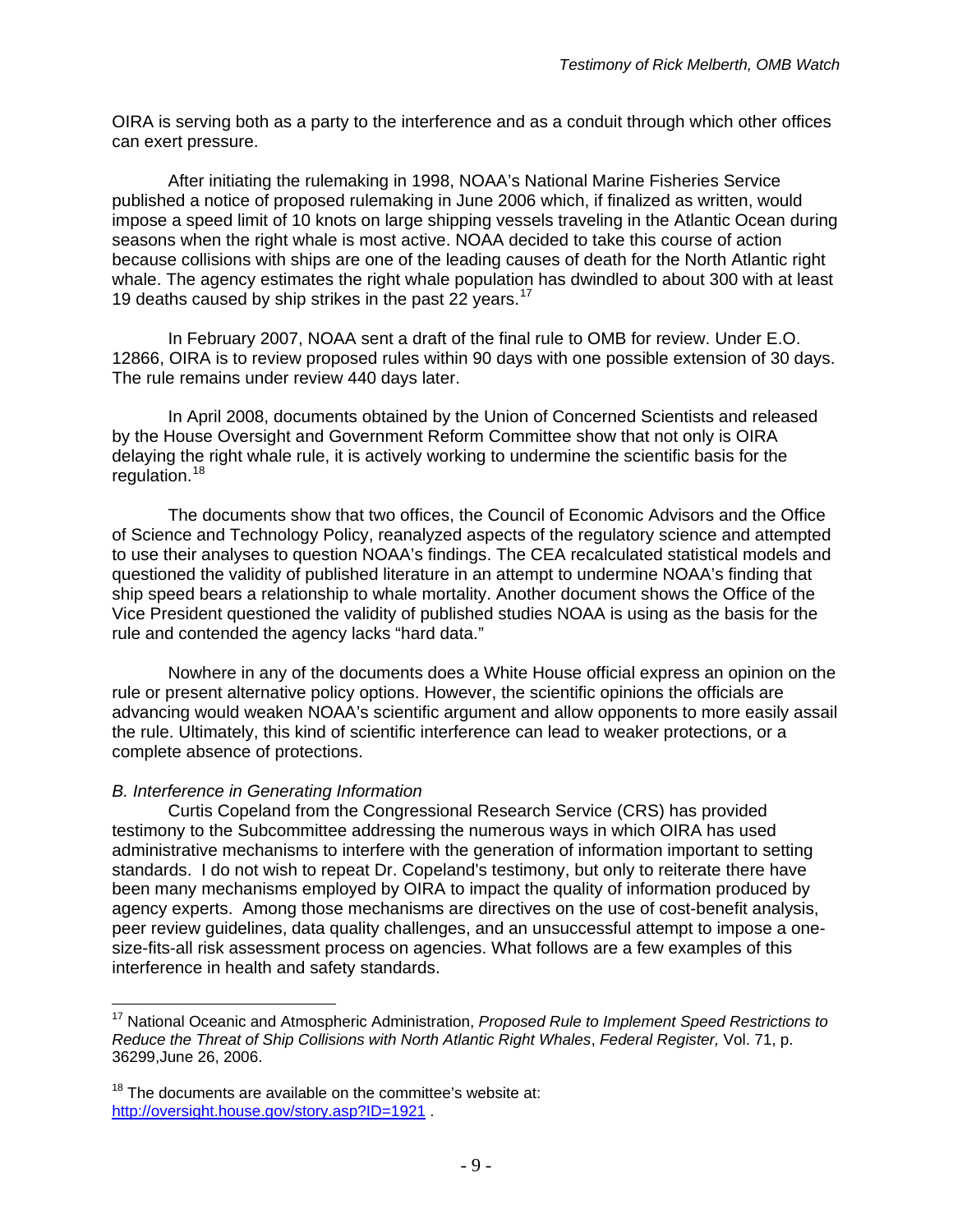OIRA is serving both as a party to the interference and as a conduit through which other offices can exert pressure.

After initiating the rulemaking in 1998, NOAA's National Marine Fisheries Service published a notice of proposed rulemaking in June 2006 which, if finalized as written, would impose a speed limit of 10 knots on large shipping vessels traveling in the Atlantic Ocean during seasons when the right whale is most active. NOAA decided to take this course of action because collisions with ships are one of the leading causes of death for the North Atlantic right whale. The agency estimates the right whale population has dwindled to about 300 with at least 19 deaths caused by ship strikes in the past 22 years.[17]

In February 2007, NOAA sent a draft of the final rule to OMB for review. Under E.O. 12866, OIRA is to review proposed rules within 90 days with one possible extension of 30 days. The rule remains under review 440 days later.

In April 2008, documents obtained by the Union of Concerned Scientists and released by the House Oversight and Government Reform Committee show that not only is OIRA delaying the right whale rule, it is actively working to undermine the scientific basis for the regulation.[18]

The documents show that two offices, the Council of Economic Advisors and the Office of Science and Technology Policy, reanalyzed aspects of the regulatory science and attempted to use their analyses to question NOAA's findings. The CEA recalculated statistical models and questioned the validity of published literature in an attempt to undermine NOAA's finding that ship speed bears a relationship to whale mortality. Another document shows the Office of the Vice President questioned the validity of published studies NOAA is using as the basis for the rule and contended the agency lacks "hard data."

Nowhere in any of the documents does a White House official express an opinion on the rule or present alternative policy options. However, the scientific opinions the officials are advancing would weaken NOAA's scientific argument and allow opponents to more easily assail the rule. Ultimately, this kind of scientific interference can lead to weaker protections, or a complete absence of protections.

*B. Interference in Generating Information*

Curtis Copeland from the Congressional Research Service (CRS) has provided testimony to the Subcommittee addressing the numerous ways in which OIRA has used administrative mechanisms to interfere with the generation of information important to setting standards. I do not wish to repeat Dr. Copeland's testimony, but only to reiterate there have been many mechanisms employed by OIRA to impact the quality of information produced by agency experts. Among those mechanisms are directives on the use of cost-benefit analysis, peer review guidelines, data quality challenges, and an unsuccessful attempt to impose a one-size-fits-all risk assessment process on agencies. What follows are a few examples of this interference in health and safety standards.

---

[17] National Oceanic and Atmospheric Administration, *Proposed Rule to Implement Speed Restrictions to Reduce the Threat of Ship Collisions with North Atlantic Right Whales*, *Federal Register,* Vol. 71, p. 36299,June 26, 2006.

[18] The documents are available on the committee's website at: http://oversight.house.gov/story.asp?ID=1921 .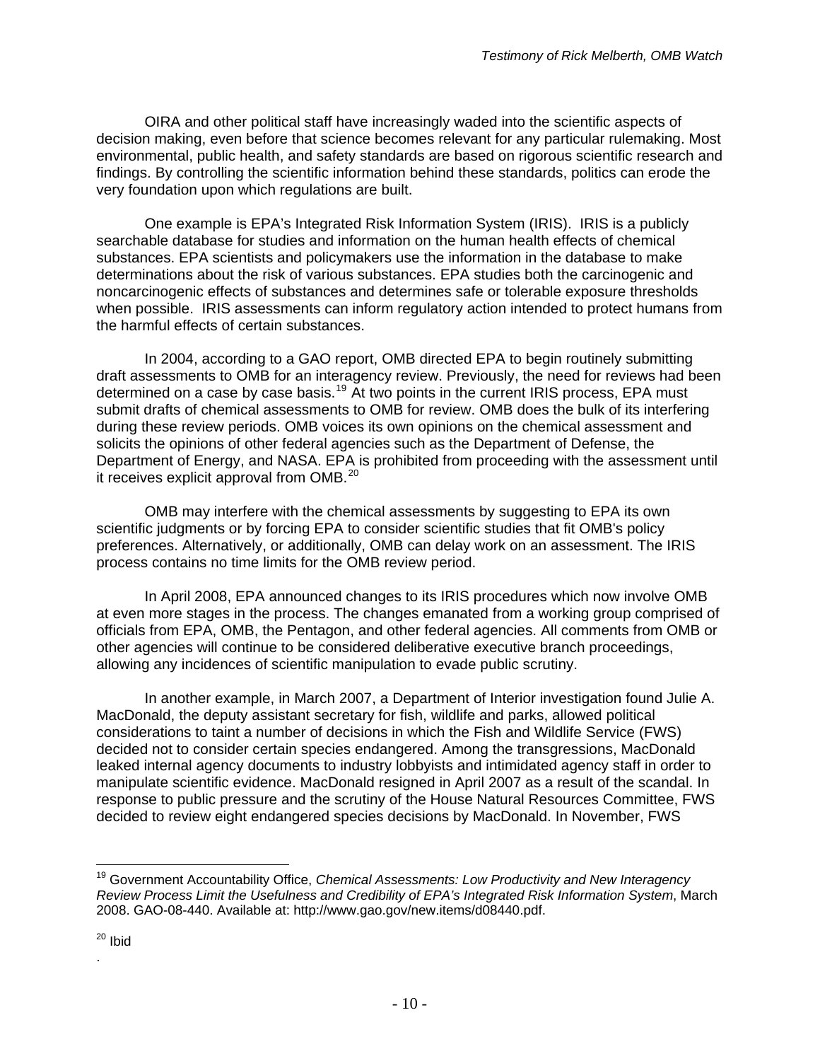OIRA and other political staff have increasingly waded into the scientific aspects of decision making, even before that science becomes relevant for any particular rulemaking. Most environmental, public health, and safety standards are based on rigorous scientific research and findings. By controlling the scientific information behind these standards, politics can erode the very foundation upon which regulations are built.

One example is EPA's Integrated Risk Information System (IRIS). IRIS is a publicly searchable database for studies and information on the human health effects of chemical substances. EPA scientists and policymakers use the information in the database to make determinations about the risk of various substances. EPA studies both the carcinogenic and noncarcinogenic effects of substances and determines safe or tolerable exposure thresholds when possible. IRIS assessments can inform regulatory action intended to protect humans from the harmful effects of certain substances.

In 2004, according to a GAO report, OMB directed EPA to begin routinely submitting draft assessments to OMB for an interagency review. Previously, the need for reviews had been determined on a case by case basis.[19] At two points in the current IRIS process, EPA must submit drafts of chemical assessments to OMB for review. OMB does the bulk of its interfering during these review periods. OMB voices its own opinions on the chemical assessment and solicits the opinions of other federal agencies such as the Department of Defense, the Department of Energy, and NASA. EPA is prohibited from proceeding with the assessment until it receives explicit approval from OMB.[20]

OMB may interfere with the chemical assessments by suggesting to EPA its own scientific judgments or by forcing EPA to consider scientific studies that fit OMB's policy preferences. Alternatively, or additionally, OMB can delay work on an assessment. The IRIS process contains no time limits for the OMB review period.

In April 2008, EPA announced changes to its IRIS procedures which now involve OMB at even more stages in the process. The changes emanated from a working group comprised of officials from EPA, OMB, the Pentagon, and other federal agencies. All comments from OMB or other agencies will continue to be considered deliberative executive branch proceedings, allowing any incidences of scientific manipulation to evade public scrutiny.

In another example, in March 2007, a Department of Interior investigation found Julie A. MacDonald, the deputy assistant secretary for fish, wildlife and parks, allowed political considerations to taint a number of decisions in which the Fish and Wildlife Service (FWS) decided not to consider certain species endangered. Among the transgressions, MacDonald leaked internal agency documents to industry lobbyists and intimidated agency staff in order to manipulate scientific evidence. MacDonald resigned in April 2007 as a result of the scandal. In response to public pressure and the scrutiny of the House Natural Resources Committee, FWS decided to review eight endangered species decisions by MacDonald. In November, FWS

---

[19] Government Accountability Office, *Chemical Assessments: Low Productivity and New Interagency Review Process Limit the Usefulness and Credibility of EPA's Integrated Risk Information System*, March 2008. GAO-08-440. Available at: http://www.gao.gov/new.items/d08440.pdf.

[20] Ibid

.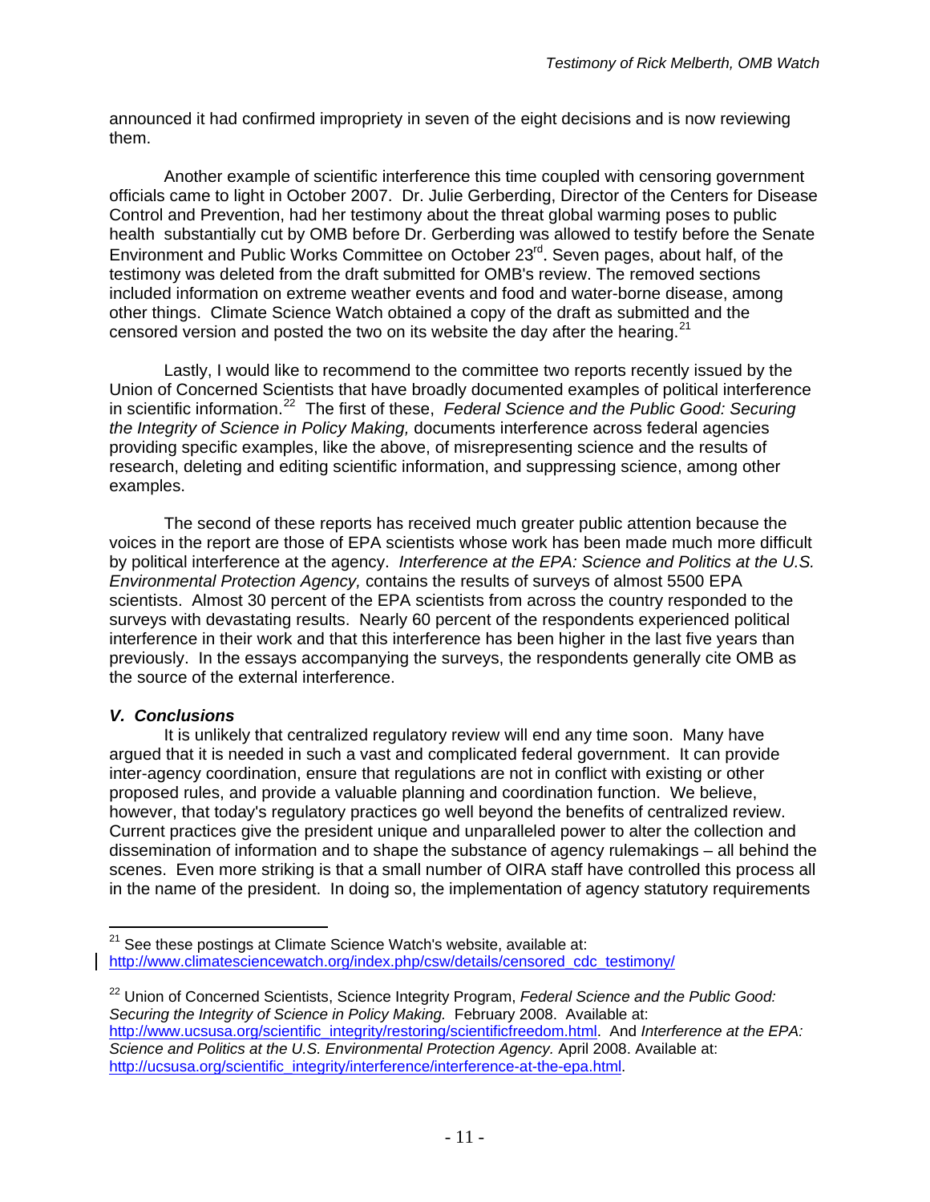announced it had confirmed impropriety in seven of the eight decisions and is now reviewing them.

Another example of scientific interference this time coupled with censoring government officials came to light in October 2007. Dr. Julie Gerberding, Director of the Centers for Disease Control and Prevention, had her testimony about the threat global warming poses to public health substantially cut by OMB before Dr. Gerberding was allowed to testify before the Senate Environment and Public Works Committee on October 23rd. Seven pages, about half, of the testimony was deleted from the draft submitted for OMB's review. The removed sections included information on extreme weather events and food and water-borne disease, among other things. Climate Science Watch obtained a copy of the draft as submitted and the censored version and posted the two on its website the day after the hearing.[21]

Lastly, I would like to recommend to the committee two reports recently issued by the Union of Concerned Scientists that have broadly documented examples of political interference in scientific information.[22] The first of these, *Federal Science and the Public Good: Securing the Integrity of Science in Policy Making,* documents interference across federal agencies providing specific examples, like the above, of misrepresenting science and the results of research, deleting and editing scientific information, and suppressing science, among other examples.

The second of these reports has received much greater public attention because the voices in the report are those of EPA scientists whose work has been made much more difficult by political interference at the agency. *Interference at the EPA: Science and Politics at the U.S. Environmental Protection Agency,* contains the results of surveys of almost 5500 EPA scientists. Almost 30 percent of the EPA scientists from across the country responded to the surveys with devastating results. Nearly 60 percent of the respondents experienced political interference in their work and that this interference has been higher in the last five years than previously. In the essays accompanying the surveys, the respondents generally cite OMB as the source of the external interference.

### *V. Conclusions*

It is unlikely that centralized regulatory review will end any time soon. Many have argued that it is needed in such a vast and complicated federal government. It can provide inter-agency coordination, ensure that regulations are not in conflict with existing or other proposed rules, and provide a valuable planning and coordination function. We believe, however, that today's regulatory practices go well beyond the benefits of centralized review. Current practices give the president unique and unparalleled power to alter the collection and dissemination of information and to shape the substance of agency rulemakings – all behind the scenes. Even more striking is that a small number of OIRA staff have controlled this process all in the name of the president. In doing so, the implementation of agency statutory requirements

---

[21] See these postings at Climate Science Watch's website, available at: http://www.climatesciencewatch.org/index.php/csw/details/censored_cdc_testimony/

[22] Union of Concerned Scientists, Science Integrity Program, *Federal Science and the Public Good: Securing the Integrity of Science in Policy Making.* February 2008. Available at: http://www.ucsusa.org/scientific_integrity/restoring/scientificfreedom.html. And *Interference at the EPA: Science and Politics at the U.S. Environmental Protection Agency.* April 2008. Available at: http://ucsusa.org/scientific_integrity/interference/interference-at-the-epa.html.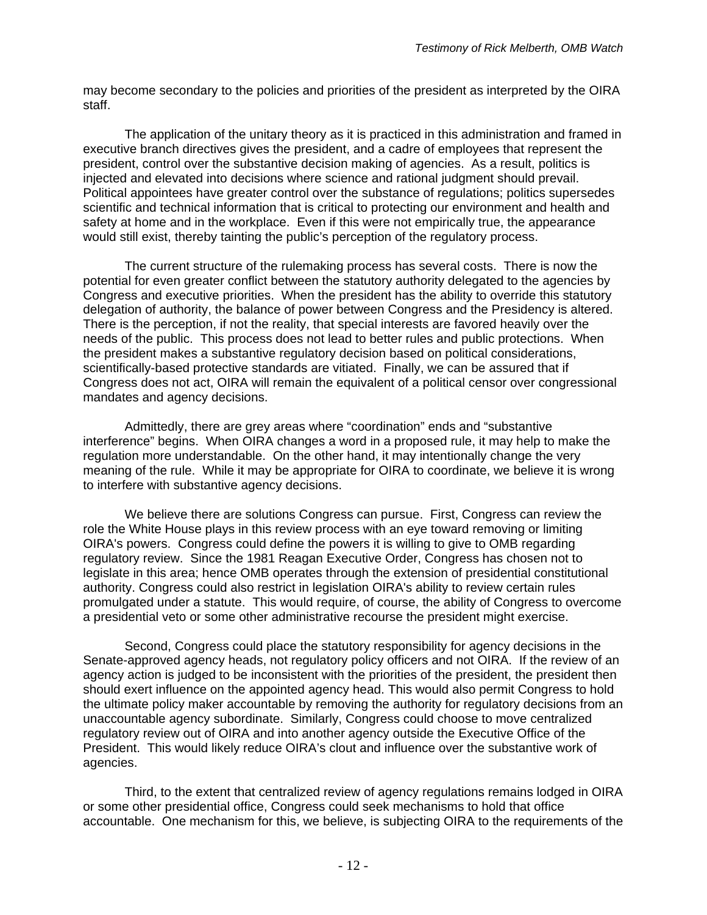may become secondary to the policies and priorities of the president as interpreted by the OIRA staff.

The application of the unitary theory as it is practiced in this administration and framed in executive branch directives gives the president, and a cadre of employees that represent the president, control over the substantive decision making of agencies. As a result, politics is injected and elevated into decisions where science and rational judgment should prevail. Political appointees have greater control over the substance of regulations; politics supersedes scientific and technical information that is critical to protecting our environment and health and safety at home and in the workplace. Even if this were not empirically true, the appearance would still exist, thereby tainting the public's perception of the regulatory process.

The current structure of the rulemaking process has several costs. There is now the potential for even greater conflict between the statutory authority delegated to the agencies by Congress and executive priorities. When the president has the ability to override this statutory delegation of authority, the balance of power between Congress and the Presidency is altered. There is the perception, if not the reality, that special interests are favored heavily over the needs of the public. This process does not lead to better rules and public protections. When the president makes a substantive regulatory decision based on political considerations, scientifically-based protective standards are vitiated. Finally, we can be assured that if Congress does not act, OIRA will remain the equivalent of a political censor over congressional mandates and agency decisions.

Admittedly, there are grey areas where "coordination" ends and "substantive interference" begins. When OIRA changes a word in a proposed rule, it may help to make the regulation more understandable. On the other hand, it may intentionally change the very meaning of the rule. While it may be appropriate for OIRA to coordinate, we believe it is wrong to interfere with substantive agency decisions.

We believe there are solutions Congress can pursue. First, Congress can review the role the White House plays in this review process with an eye toward removing or limiting OIRA's powers. Congress could define the powers it is willing to give to OMB regarding regulatory review. Since the 1981 Reagan Executive Order, Congress has chosen not to legislate in this area; hence OMB operates through the extension of presidential constitutional authority. Congress could also restrict in legislation OIRA's ability to review certain rules promulgated under a statute. This would require, of course, the ability of Congress to overcome a presidential veto or some other administrative recourse the president might exercise.

Second, Congress could place the statutory responsibility for agency decisions in the Senate-approved agency heads, not regulatory policy officers and not OIRA. If the review of an agency action is judged to be inconsistent with the priorities of the president, the president then should exert influence on the appointed agency head. This would also permit Congress to hold the ultimate policy maker accountable by removing the authority for regulatory decisions from an unaccountable agency subordinate. Similarly, Congress could choose to move centralized regulatory review out of OIRA and into another agency outside the Executive Office of the President. This would likely reduce OIRA's clout and influence over the substantive work of agencies.

Third, to the extent that centralized review of agency regulations remains lodged in OIRA or some other presidential office, Congress could seek mechanisms to hold that office accountable. One mechanism for this, we believe, is subjecting OIRA to the requirements of the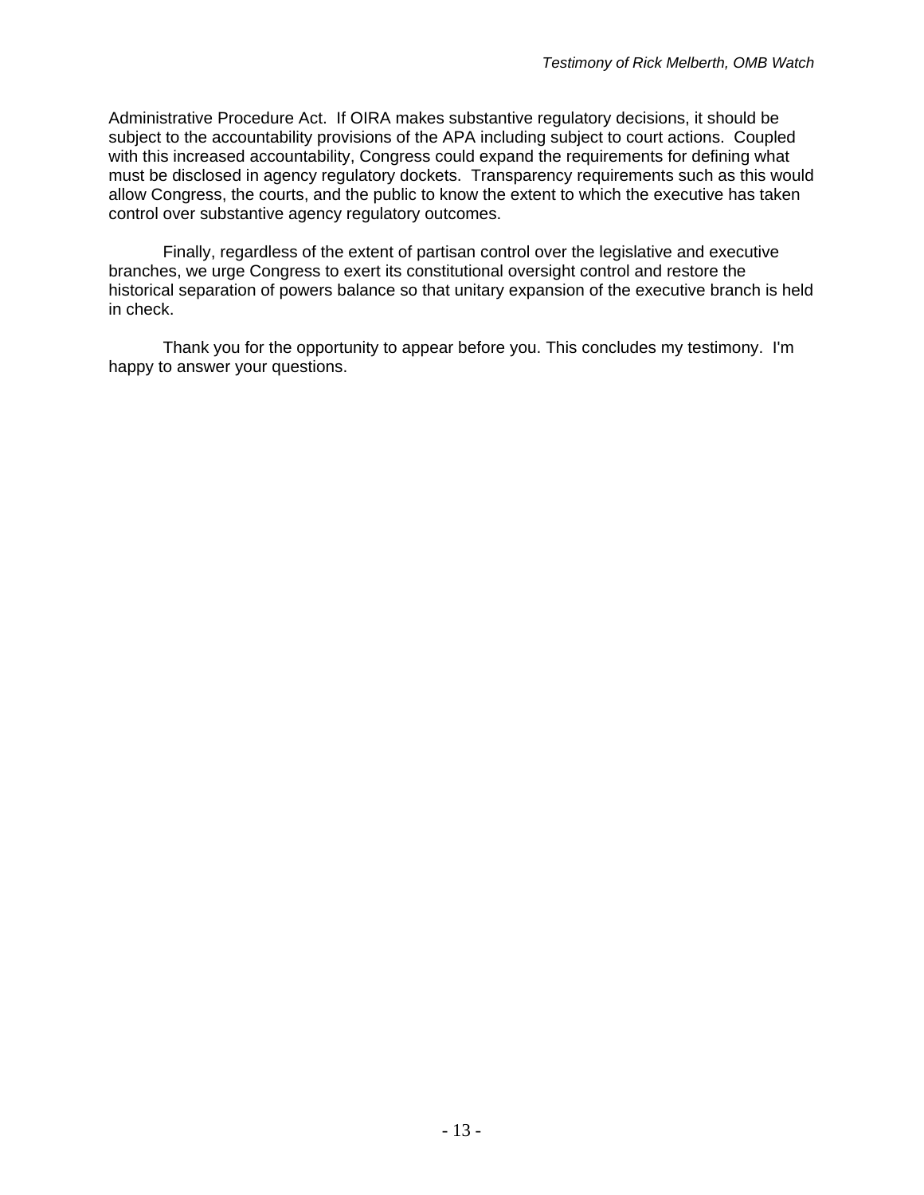Administrative Procedure Act. If OIRA makes substantive regulatory decisions, it should be subject to the accountability provisions of the APA including subject to court actions. Coupled with this increased accountability, Congress could expand the requirements for defining what must be disclosed in agency regulatory dockets. Transparency requirements such as this would allow Congress, the courts, and the public to know the extent to which the executive has taken control over substantive agency regulatory outcomes.

Finally, regardless of the extent of partisan control over the legislative and executive branches, we urge Congress to exert its constitutional oversight control and restore the historical separation of powers balance so that unitary expansion of the executive branch is held in check.

Thank you for the opportunity to appear before you. This concludes my testimony. I'm happy to answer your questions.